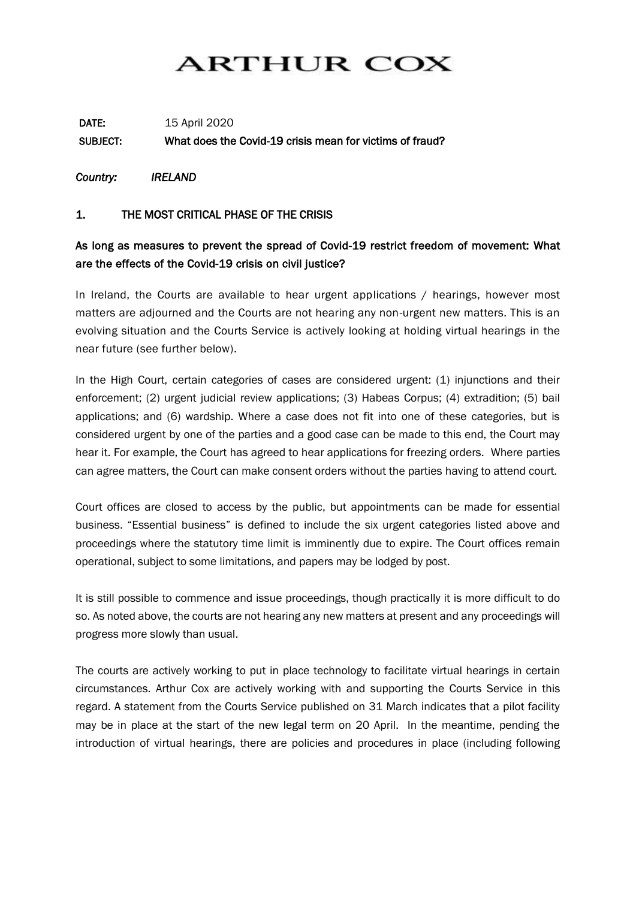# ARTHUR COX

**DATE:** 15 April 2020

**SUBJECT:** **What does the Covid-19 crisis mean for victims of fraud?**

***Country: IRELAND***

## 1. THE MOST CRITICAL PHASE OF THE CRISIS

### As long as measures to prevent the spread of Covid-19 restrict freedom of movement: What are the effects of the Covid-19 crisis on civil justice?

In Ireland, the Courts are available to hear urgent applications / hearings, however most matters are adjourned and the Courts are not hearing any non-urgent new matters. This is an evolving situation and the Courts Service is actively looking at holding virtual hearings in the near future (see further below).

In the High Court, certain categories of cases are considered urgent: (1) injunctions and their enforcement; (2) urgent judicial review applications; (3) Habeas Corpus; (4) extradition; (5) bail applications; and (6) wardship. Where a case does not fit into one of these categories, but is considered urgent by one of the parties and a good case can be made to this end, the Court may hear it. For example, the Court has agreed to hear applications for freezing orders. Where parties can agree matters, the Court can make consent orders without the parties having to attend court.

Court offices are closed to access by the public, but appointments can be made for essential business. "Essential business" is defined to include the six urgent categories listed above and proceedings where the statutory time limit is imminently due to expire. The Court offices remain operational, subject to some limitations, and papers may be lodged by post.

It is still possible to commence and issue proceedings, though practically it is more difficult to do so. As noted above, the courts are not hearing any new matters at present and any proceedings will progress more slowly than usual.

The courts are actively working to put in place technology to facilitate virtual hearings in certain circumstances. Arthur Cox are actively working with and supporting the Courts Service in this regard. A statement from the Courts Service published on 31 March indicates that a pilot facility may be in place at the start of the new legal term on 20 April. In the meantime, pending the introduction of virtual hearings, there are policies and procedures in place (including following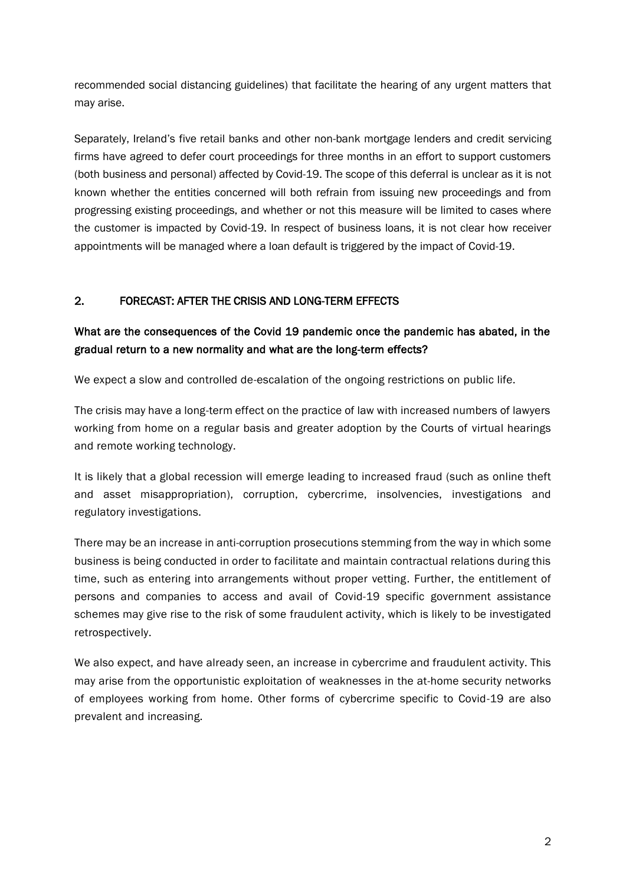recommended social distancing guidelines) that facilitate the hearing of any urgent matters that may arise.

Separately, Ireland's five retail banks and other non-bank mortgage lenders and credit servicing firms have agreed to defer court proceedings for three months in an effort to support customers (both business and personal) affected by Covid-19. The scope of this deferral is unclear as it is not known whether the entities concerned will both refrain from issuing new proceedings and from progressing existing proceedings, and whether or not this measure will be limited to cases where the customer is impacted by Covid-19. In respect of business loans, it is not clear how receiver appointments will be managed where a loan default is triggered by the impact of Covid-19.

## 2. FORECAST: AFTER THE CRISIS AND LONG-TERM EFFECTS

### What are the consequences of the Covid 19 pandemic once the pandemic has abated, in the gradual return to a new normality and what are the long-term effects?

We expect a slow and controlled de-escalation of the ongoing restrictions on public life.

The crisis may have a long-term effect on the practice of law with increased numbers of lawyers working from home on a regular basis and greater adoption by the Courts of virtual hearings and remote working technology.

It is likely that a global recession will emerge leading to increased fraud (such as online theft and asset misappropriation), corruption, cybercrime, insolvencies, investigations and regulatory investigations.

There may be an increase in anti-corruption prosecutions stemming from the way in which some business is being conducted in order to facilitate and maintain contractual relations during this time, such as entering into arrangements without proper vetting. Further, the entitlement of persons and companies to access and avail of Covid-19 specific government assistance schemes may give rise to the risk of some fraudulent activity, which is likely to be investigated retrospectively.

We also expect, and have already seen, an increase in cybercrime and fraudulent activity. This may arise from the opportunistic exploitation of weaknesses in the at-home security networks of employees working from home. Other forms of cybercrime specific to Covid-19 are also prevalent and increasing.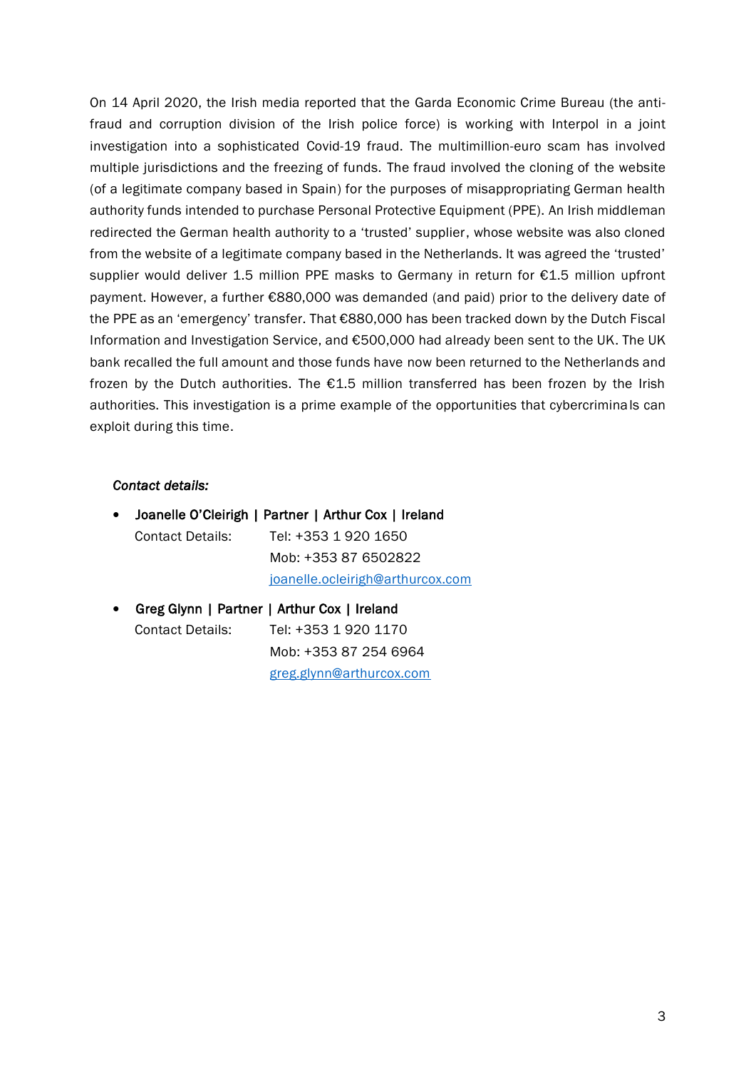On 14 April 2020, the Irish media reported that the Garda Economic Crime Bureau (the anti-fraud and corruption division of the Irish police force) is working with Interpol in a joint investigation into a sophisticated Covid-19 fraud. The multimillion-euro scam has involved multiple jurisdictions and the freezing of funds. The fraud involved the cloning of the website (of a legitimate company based in Spain) for the purposes of misappropriating German health authority funds intended to purchase Personal Protective Equipment (PPE). An Irish middleman redirected the German health authority to a 'trusted' supplier, whose website was also cloned from the website of a legitimate company based in the Netherlands. It was agreed the 'trusted' supplier would deliver 1.5 million PPE masks to Germany in return for €1.5 million upfront payment. However, a further €880,000 was demanded (and paid) prior to the delivery date of the PPE as an 'emergency' transfer. That €880,000 has been tracked down by the Dutch Fiscal Information and Investigation Service, and €500,000 had already been sent to the UK. The UK bank recalled the full amount and those funds have now been returned to the Netherlands and frozen by the Dutch authorities. The €1.5 million transferred has been frozen by the Irish authorities. This investigation is a prime example of the opportunities that cybercriminals can exploit during this time.

***Contact details:***

- **Joanelle O'Cleirigh | Partner | Arthur Cox | Ireland**
  Contact Details: Tel: +353 1 920 1650
  Mob: +353 87 6502822
  joanelle.ocleirigh@arthurcox.com
- **Greg Glynn | Partner | Arthur Cox | Ireland**
  Contact Details: Tel: +353 1 920 1170
  Mob: +353 87 254 6964
  greg.glynn@arthurcox.com